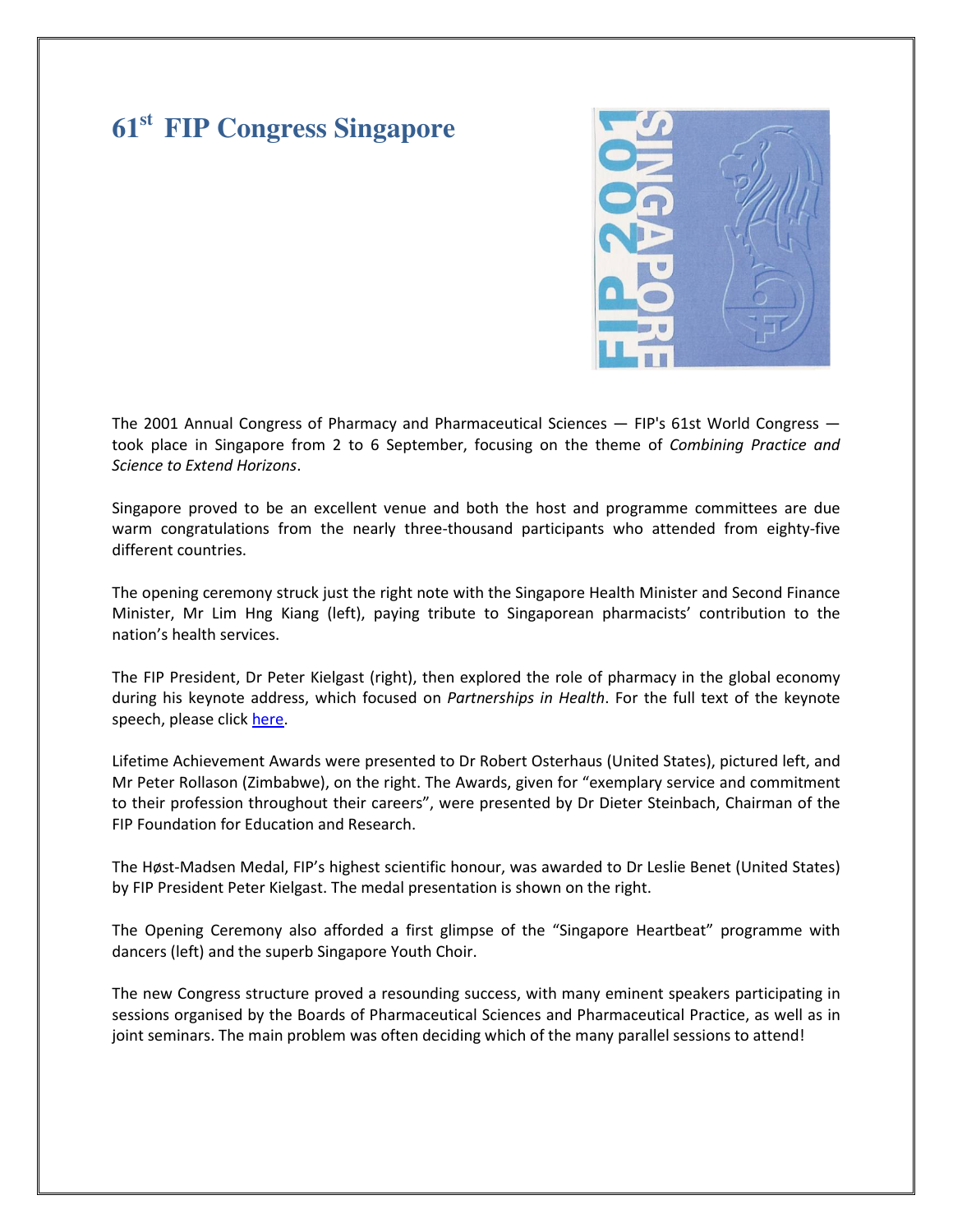# 61st FIP Congress Singapore

The 2001 Annual Congress of Pharmacy and Pharmaceutical Sciences — FIP's 61st World Congress — took place in Singapore from 2 to 6 September, focusing on the theme of *Combining Practice and Science to Extend Horizons*.

Singapore proved to be an excellent venue and both the host and programme committees are due warm congratulations from the nearly three-thousand participants who attended from eighty-five different countries.

The opening ceremony struck just the right note with the Singapore Health Minister and Second Finance Minister, Mr Lim Hng Kiang (left), paying tribute to Singaporean pharmacists' contribution to the nation's health services.

The FIP President, Dr Peter Kielgast (right), then explored the role of pharmacy in the global economy during his keynote address, which focused on *Partnerships in Health*. For the full text of the keynote speech, please click here.

Lifetime Achievement Awards were presented to Dr Robert Osterhaus (United States), pictured left, and Mr Peter Rollason (Zimbabwe), on the right. The Awards, given for "exemplary service and commitment to their profession throughout their careers", were presented by Dr Dieter Steinbach, Chairman of the FIP Foundation for Education and Research.

The Høst-Madsen Medal, FIP's highest scientific honour, was awarded to Dr Leslie Benet (United States) by FIP President Peter Kielgast. The medal presentation is shown on the right.

The Opening Ceremony also afforded a first glimpse of the "Singapore Heartbeat" programme with dancers (left) and the superb Singapore Youth Choir.

The new Congress structure proved a resounding success, with many eminent speakers participating in sessions organised by the Boards of Pharmaceutical Sciences and Pharmaceutical Practice, as well as in joint seminars. The main problem was often deciding which of the many parallel sessions to attend!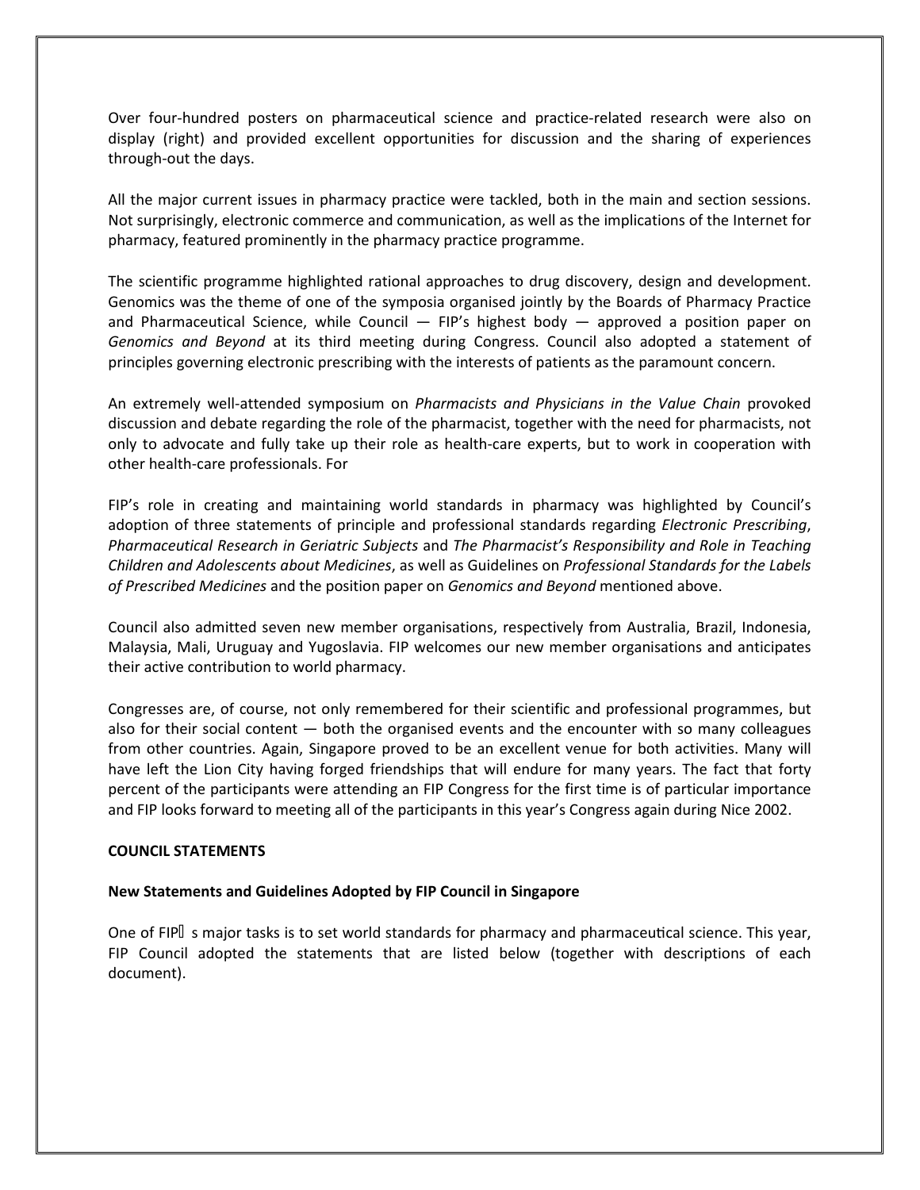Over four-hundred posters on pharmaceutical science and practice-related research were also on display (right) and provided excellent opportunities for discussion and the sharing of experiences through-out the days.

All the major current issues in pharmacy practice were tackled, both in the main and section sessions. Not surprisingly, electronic commerce and communication, as well as the implications of the Internet for pharmacy, featured prominently in the pharmacy practice programme.

The scientific programme highlighted rational approaches to drug discovery, design and development. Genomics was the theme of one of the symposia organised jointly by the Boards of Pharmacy Practice and Pharmaceutical Science, while Council — FIP's highest body — approved a position paper on *Genomics and Beyond* at its third meeting during Congress. Council also adopted a statement of principles governing electronic prescribing with the interests of patients as the paramount concern.

An extremely well-attended symposium on *Pharmacists and Physicians in the Value Chain* provoked discussion and debate regarding the role of the pharmacist, together with the need for pharmacists, not only to advocate and fully take up their role as health-care experts, but to work in cooperation with other health-care professionals. For

FIP's role in creating and maintaining world standards in pharmacy was highlighted by Council's adoption of three statements of principle and professional standards regarding *Electronic Prescribing*, *Pharmaceutical Research in Geriatric Subjects* and *The Pharmacist's Responsibility and Role in Teaching Children and Adolescents about Medicines*, as well as Guidelines on *Professional Standards for the Labels of Prescribed Medicines* and the position paper on *Genomics and Beyond* mentioned above.

Council also admitted seven new member organisations, respectively from Australia, Brazil, Indonesia, Malaysia, Mali, Uruguay and Yugoslavia. FIP welcomes our new member organisations and anticipates their active contribution to world pharmacy.

Congresses are, of course, not only remembered for their scientific and professional programmes, but also for their social content — both the organised events and the encounter with so many colleagues from other countries. Again, Singapore proved to be an excellent venue for both activities. Many will have left the Lion City having forged friendships that will endure for many years. The fact that forty percent of the participants were attending an FIP Congress for the first time is of particular importance and FIP looks forward to meeting all of the participants in this year's Congress again during Nice 2002.

**COUNCIL STATEMENTS**

**New Statements and Guidelines Adopted by FIP Council in Singapore**

One of FIP's major tasks is to set world standards for pharmacy and pharmaceutical science. This year, FIP Council adopted the statements that are listed below (together with descriptions of each document).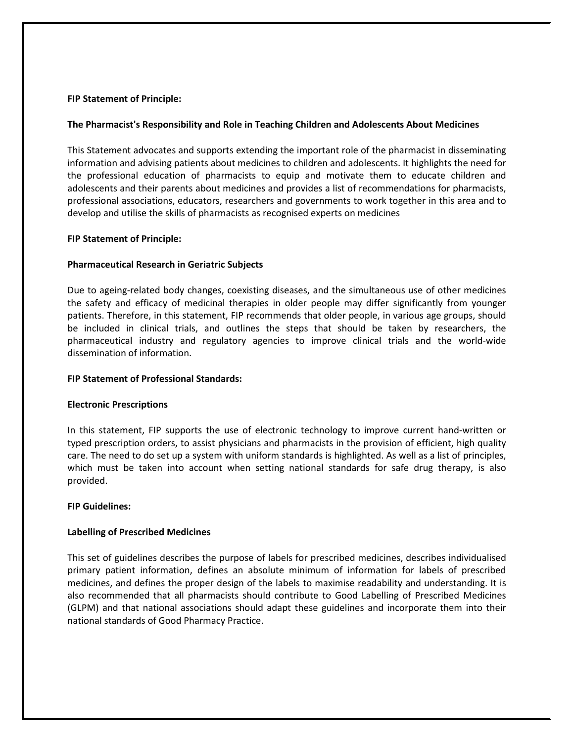**FIP Statement of Principle:**

**The Pharmacist's Responsibility and Role in Teaching Children and Adolescents About Medicines**

This Statement advocates and supports extending the important role of the pharmacist in disseminating information and advising patients about medicines to children and adolescents. It highlights the need for the professional education of pharmacists to equip and motivate them to educate children and adolescents and their parents about medicines and provides a list of recommendations for pharmacists, professional associations, educators, researchers and governments to work together in this area and to develop and utilise the skills of pharmacists as recognised experts on medicines

**FIP Statement of Principle:**

**Pharmaceutical Research in Geriatric Subjects**

Due to ageing-related body changes, coexisting diseases, and the simultaneous use of other medicines the safety and efficacy of medicinal therapies in older people may differ significantly from younger patients. Therefore, in this statement, FIP recommends that older people, in various age groups, should be included in clinical trials, and outlines the steps that should be taken by researchers, the pharmaceutical industry and regulatory agencies to improve clinical trials and the world-wide dissemination of information.

**FIP Statement of Professional Standards:**

**Electronic Prescriptions**

In this statement, FIP supports the use of electronic technology to improve current hand-written or typed prescription orders, to assist physicians and pharmacists in the provision of efficient, high quality care. The need to do set up a system with uniform standards is highlighted. As well as a list of principles, which must be taken into account when setting national standards for safe drug therapy, is also provided.

**FIP Guidelines:**

**Labelling of Prescribed Medicines**

This set of guidelines describes the purpose of labels for prescribed medicines, describes individualised primary patient information, defines an absolute minimum of information for labels of prescribed medicines, and defines the proper design of the labels to maximise readability and understanding. It is also recommended that all pharmacists should contribute to Good Labelling of Prescribed Medicines (GLPM) and that national associations should adapt these guidelines and incorporate them into their national standards of Good Pharmacy Practice.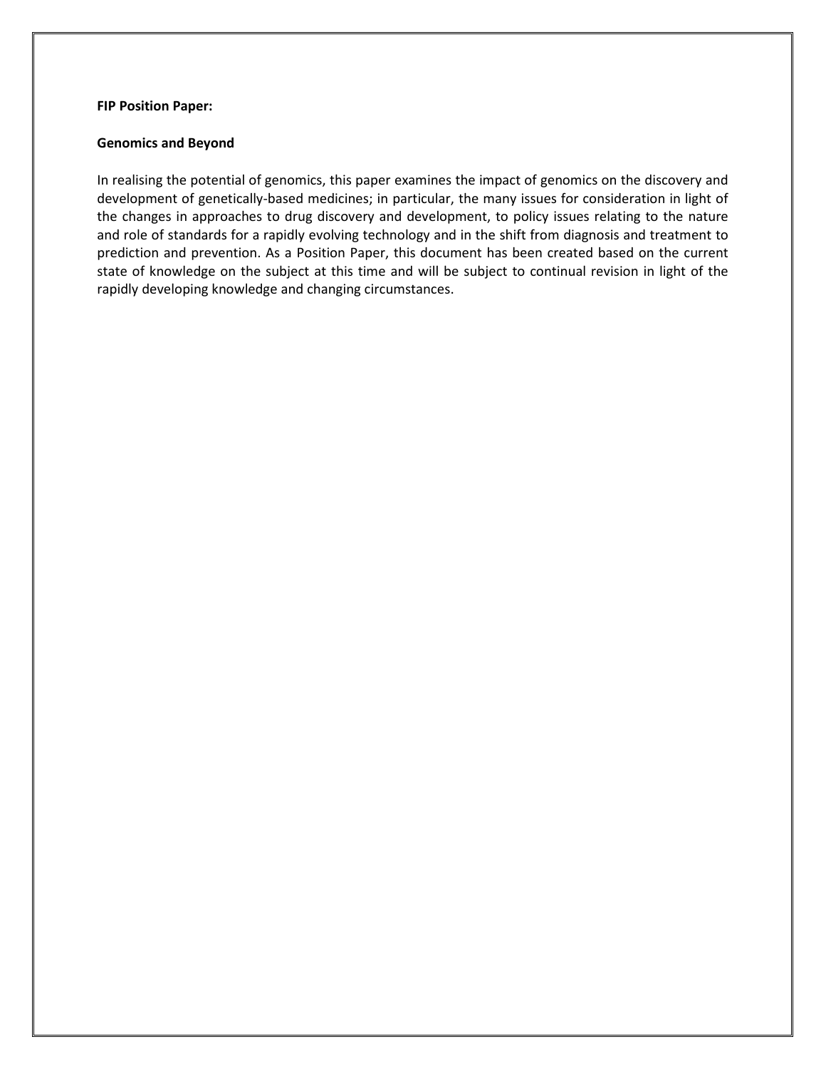**FIP Position Paper:**

**Genomics and Beyond**

In realising the potential of genomics, this paper examines the impact of genomics on the discovery and development of genetically-based medicines; in particular, the many issues for consideration in light of the changes in approaches to drug discovery and development, to policy issues relating to the nature and role of standards for a rapidly evolving technology and in the shift from diagnosis and treatment to prediction and prevention. As a Position Paper, this document has been created based on the current state of knowledge on the subject at this time and will be subject to continual revision in light of the rapidly developing knowledge and changing circumstances.